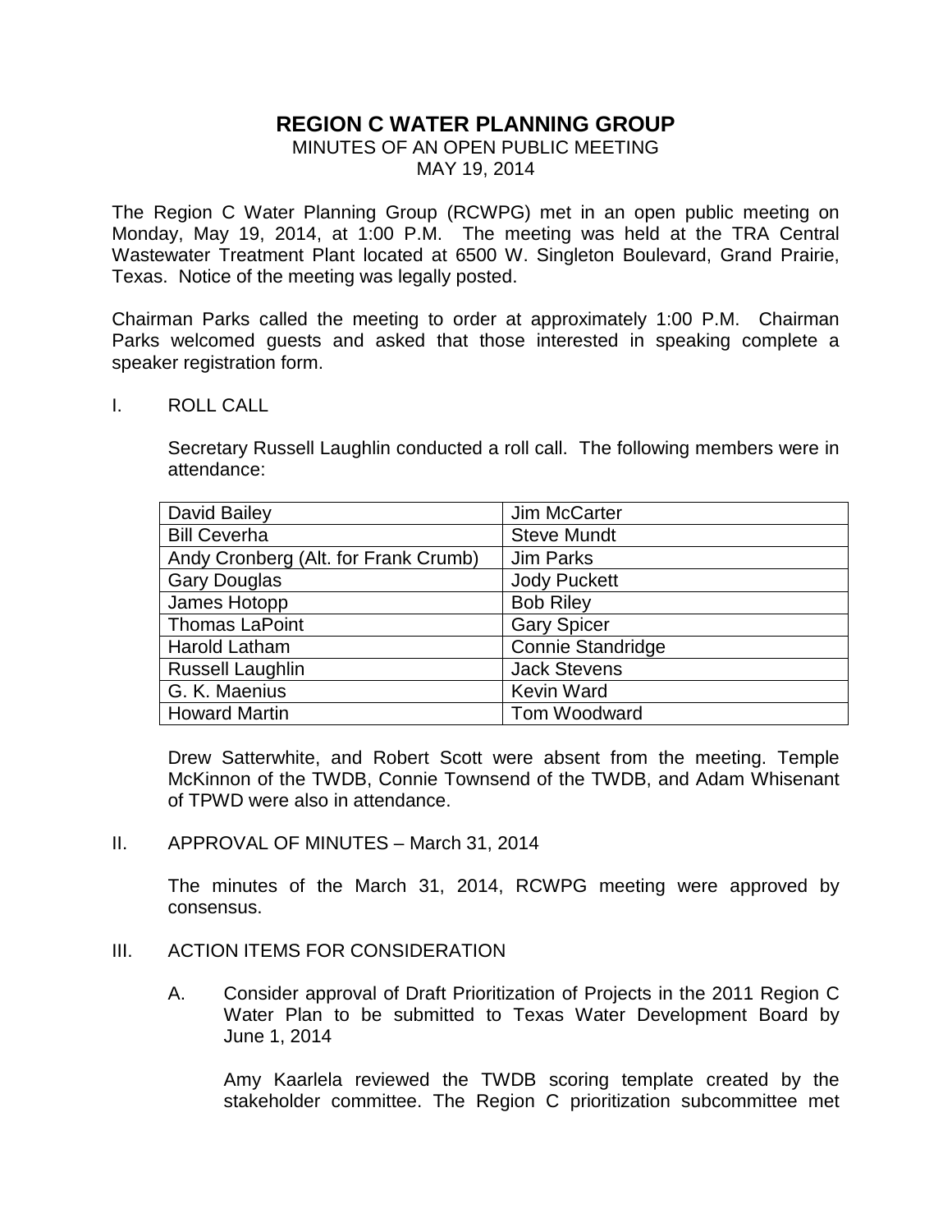# REGION C WATER PLANNING GROUP

MINUTES OF AN OPEN PUBLIC MEETING
MAY 19, 2014

The Region C Water Planning Group (RCWPG) met in an open public meeting on Monday, May 19, 2014, at 1:00 P.M. The meeting was held at the TRA Central Wastewater Treatment Plant located at 6500 W. Singleton Boulevard, Grand Prairie, Texas. Notice of the meeting was legally posted.

Chairman Parks called the meeting to order at approximately 1:00 P.M. Chairman Parks welcomed guests and asked that those interested in speaking complete a speaker registration form.

I. ROLL CALL

Secretary Russell Laughlin conducted a roll call. The following members were in attendance:

| | |
|---|---|
| David Bailey | Jim McCarter |
| Bill Ceverha | Steve Mundt |
| Andy Cronberg (Alt. for Frank Crumb) | Jim Parks |
| Gary Douglas | Jody Puckett |
| James Hotopp | Bob Riley |
| Thomas LaPoint | Gary Spicer |
| Harold Latham | Connie Standridge |
| Russell Laughlin | Jack Stevens |
| G. K. Maenius | Kevin Ward |
| Howard Martin | Tom Woodward |

Drew Satterwhite, and Robert Scott were absent from the meeting. Temple McKinnon of the TWDB, Connie Townsend of the TWDB, and Adam Whisenant of TPWD were also in attendance.

II. APPROVAL OF MINUTES – March 31, 2014

The minutes of the March 31, 2014, RCWPG meeting were approved by consensus.

III. ACTION ITEMS FOR CONSIDERATION

A. Consider approval of Draft Prioritization of Projects in the 2011 Region C Water Plan to be submitted to Texas Water Development Board by June 1, 2014

Amy Kaarlela reviewed the TWDB scoring template created by the stakeholder committee. The Region C prioritization subcommittee met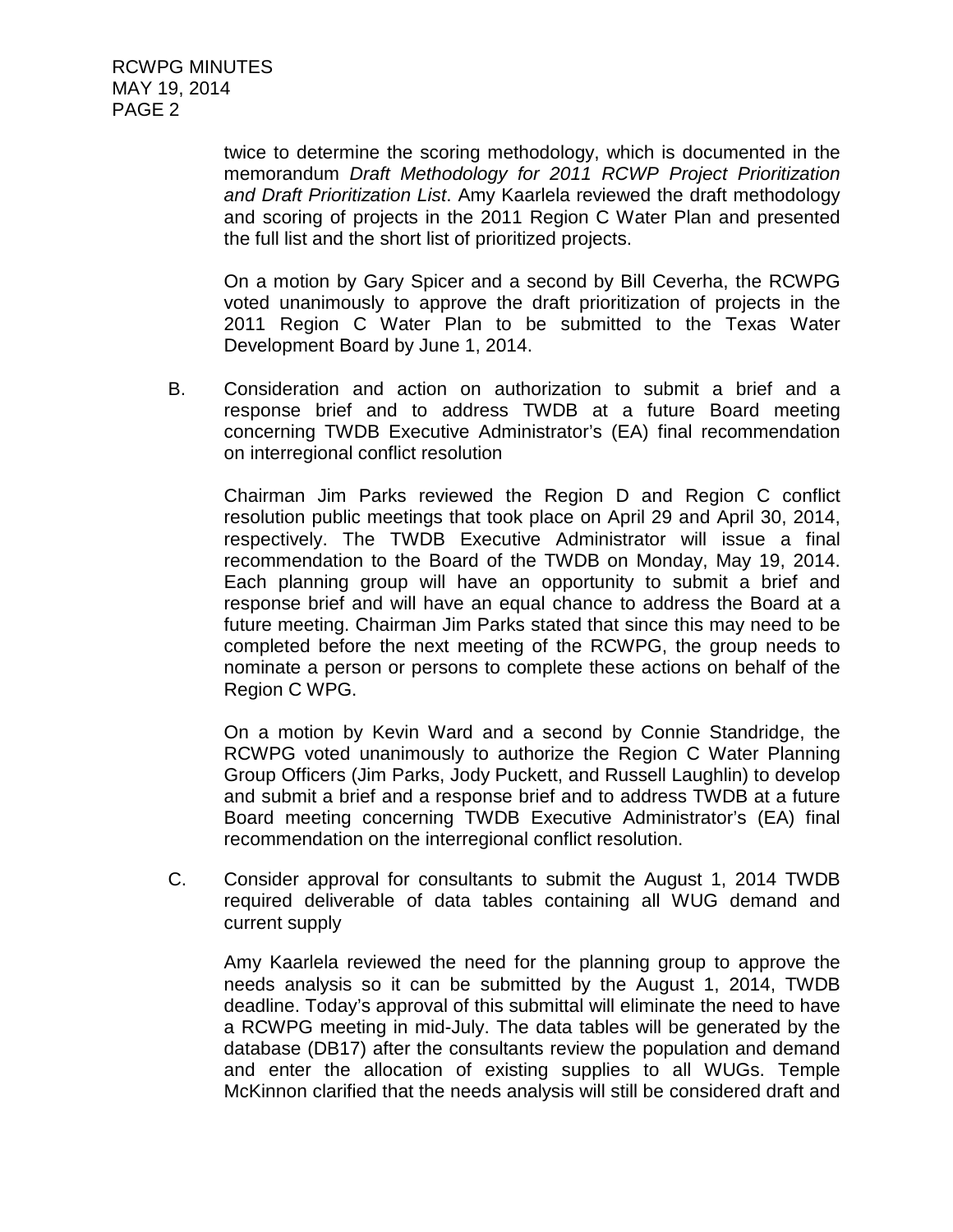twice to determine the scoring methodology, which is documented in the memorandum *Draft Methodology for 2011 RCWP Project Prioritization and Draft Prioritization List*. Amy Kaarlela reviewed the draft methodology and scoring of projects in the 2011 Region C Water Plan and presented the full list and the short list of prioritized projects.

On a motion by Gary Spicer and a second by Bill Ceverha, the RCWPG voted unanimously to approve the draft prioritization of projects in the 2011 Region C Water Plan to be submitted to the Texas Water Development Board by June 1, 2014.

B. Consideration and action on authorization to submit a brief and a response brief and to address TWDB at a future Board meeting concerning TWDB Executive Administrator's (EA) final recommendation on interregional conflict resolution

Chairman Jim Parks reviewed the Region D and Region C conflict resolution public meetings that took place on April 29 and April 30, 2014, respectively. The TWDB Executive Administrator will issue a final recommendation to the Board of the TWDB on Monday, May 19, 2014. Each planning group will have an opportunity to submit a brief and response brief and will have an equal chance to address the Board at a future meeting. Chairman Jim Parks stated that since this may need to be completed before the next meeting of the RCWPG, the group needs to nominate a person or persons to complete these actions on behalf of the Region C WPG.

On a motion by Kevin Ward and a second by Connie Standridge, the RCWPG voted unanimously to authorize the Region C Water Planning Group Officers (Jim Parks, Jody Puckett, and Russell Laughlin) to develop and submit a brief and a response brief and to address TWDB at a future Board meeting concerning TWDB Executive Administrator's (EA) final recommendation on the interregional conflict resolution.

C. Consider approval for consultants to submit the August 1, 2014 TWDB required deliverable of data tables containing all WUG demand and current supply

Amy Kaarlela reviewed the need for the planning group to approve the needs analysis so it can be submitted by the August 1, 2014, TWDB deadline. Today's approval of this submittal will eliminate the need to have a RCWPG meeting in mid-July. The data tables will be generated by the database (DB17) after the consultants review the population and demand and enter the allocation of existing supplies to all WUGs. Temple McKinnon clarified that the needs analysis will still be considered draft and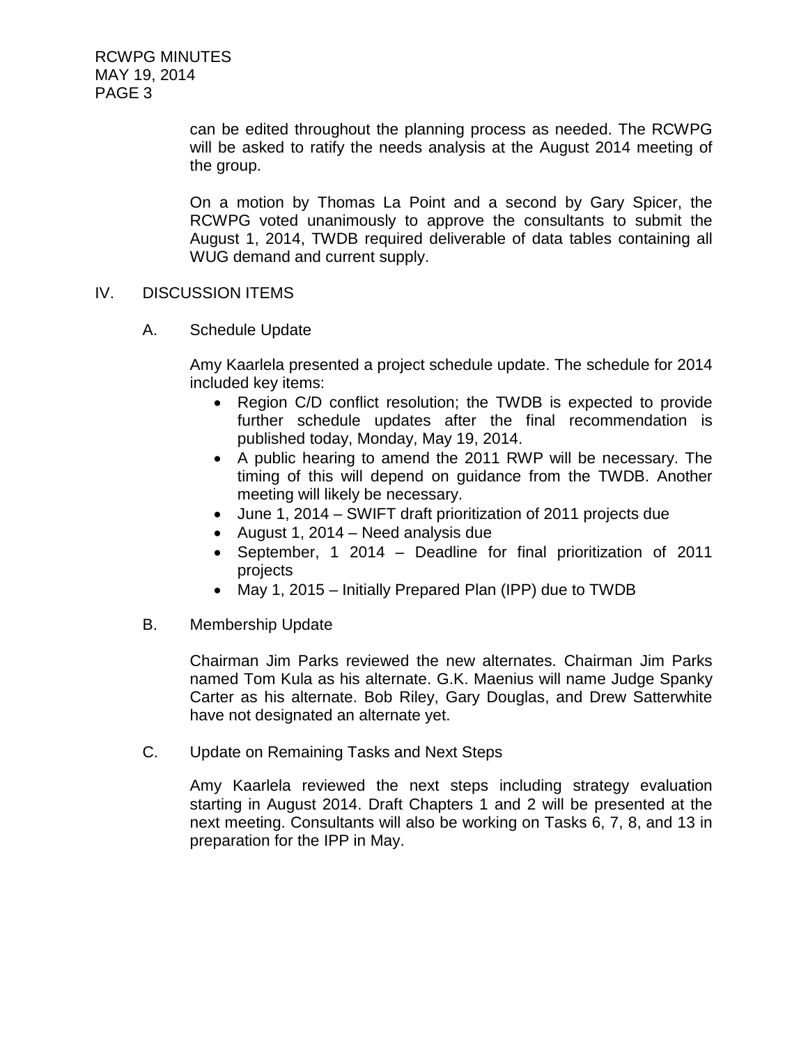can be edited throughout the planning process as needed. The RCWPG will be asked to ratify the needs analysis at the August 2014 meeting of the group.

On a motion by Thomas La Point and a second by Gary Spicer, the RCWPG voted unanimously to approve the consultants to submit the August 1, 2014, TWDB required deliverable of data tables containing all WUG demand and current supply.

## IV. DISCUSSION ITEMS

### A. Schedule Update

Amy Kaarlela presented a project schedule update. The schedule for 2014 included key items:

- Region C/D conflict resolution; the TWDB is expected to provide further schedule updates after the final recommendation is published today, Monday, May 19, 2014.
- A public hearing to amend the 2011 RWP will be necessary. The timing of this will depend on guidance from the TWDB. Another meeting will likely be necessary.
- June 1, 2014 – SWIFT draft prioritization of 2011 projects due
- August 1, 2014 – Need analysis due
- September, 1 2014 – Deadline for final prioritization of 2011 projects
- May 1, 2015 – Initially Prepared Plan (IPP) due to TWDB

### B. Membership Update

Chairman Jim Parks reviewed the new alternates. Chairman Jim Parks named Tom Kula as his alternate. G.K. Maenius will name Judge Spanky Carter as his alternate. Bob Riley, Gary Douglas, and Drew Satterwhite have not designated an alternate yet.

### C. Update on Remaining Tasks and Next Steps

Amy Kaarlela reviewed the next steps including strategy evaluation starting in August 2014. Draft Chapters 1 and 2 will be presented at the next meeting. Consultants will also be working on Tasks 6, 7, 8, and 13 in preparation for the IPP in May.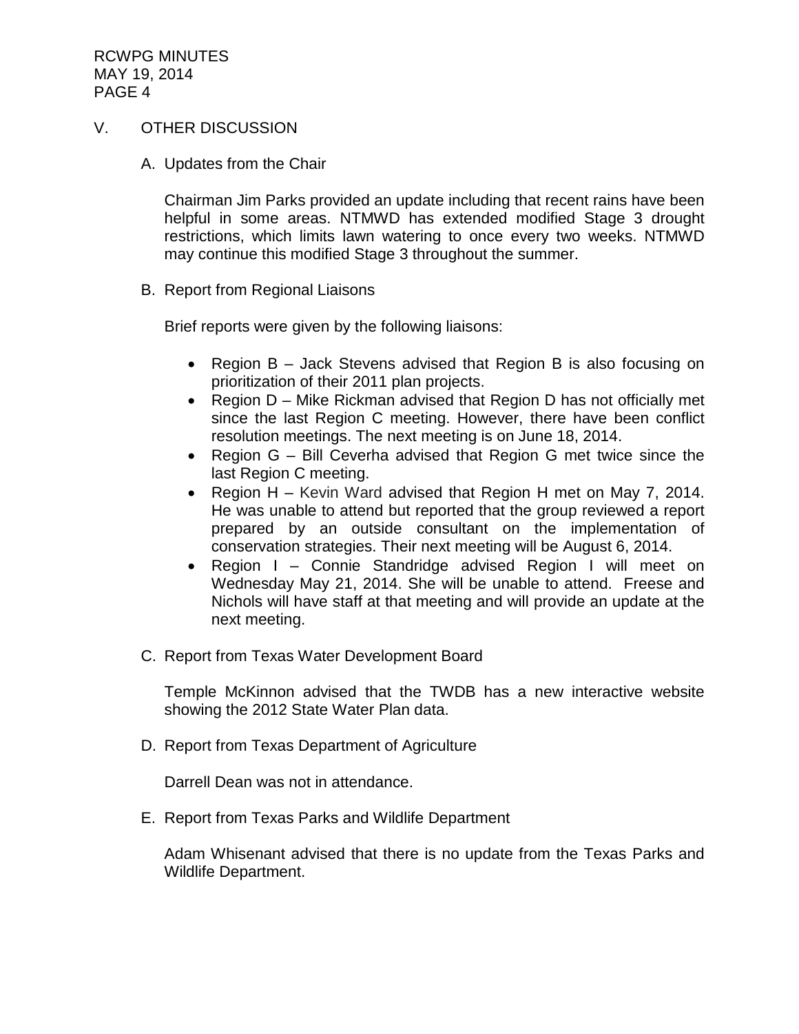## V. OTHER DISCUSSION

### A. Updates from the Chair

Chairman Jim Parks provided an update including that recent rains have been helpful in some areas. NTMWD has extended modified Stage 3 drought restrictions, which limits lawn watering to once every two weeks. NTMWD may continue this modified Stage 3 throughout the summer.

### B. Report from Regional Liaisons

Brief reports were given by the following liaisons:

- Region B – Jack Stevens advised that Region B is also focusing on prioritization of their 2011 plan projects.
- Region D – Mike Rickman advised that Region D has not officially met since the last Region C meeting. However, there have been conflict resolution meetings. The next meeting is on June 18, 2014.
- Region G – Bill Ceverha advised that Region G met twice since the last Region C meeting.
- Region H – Kevin Ward advised that Region H met on May 7, 2014. He was unable to attend but reported that the group reviewed a report prepared by an outside consultant on the implementation of conservation strategies. Their next meeting will be August 6, 2014.
- Region I – Connie Standridge advised Region I will meet on Wednesday May 21, 2014. She will be unable to attend. Freese and Nichols will have staff at that meeting and will provide an update at the next meeting.

### C. Report from Texas Water Development Board

Temple McKinnon advised that the TWDB has a new interactive website showing the 2012 State Water Plan data.

### D. Report from Texas Department of Agriculture

Darrell Dean was not in attendance.

### E. Report from Texas Parks and Wildlife Department

Adam Whisenant advised that there is no update from the Texas Parks and Wildlife Department.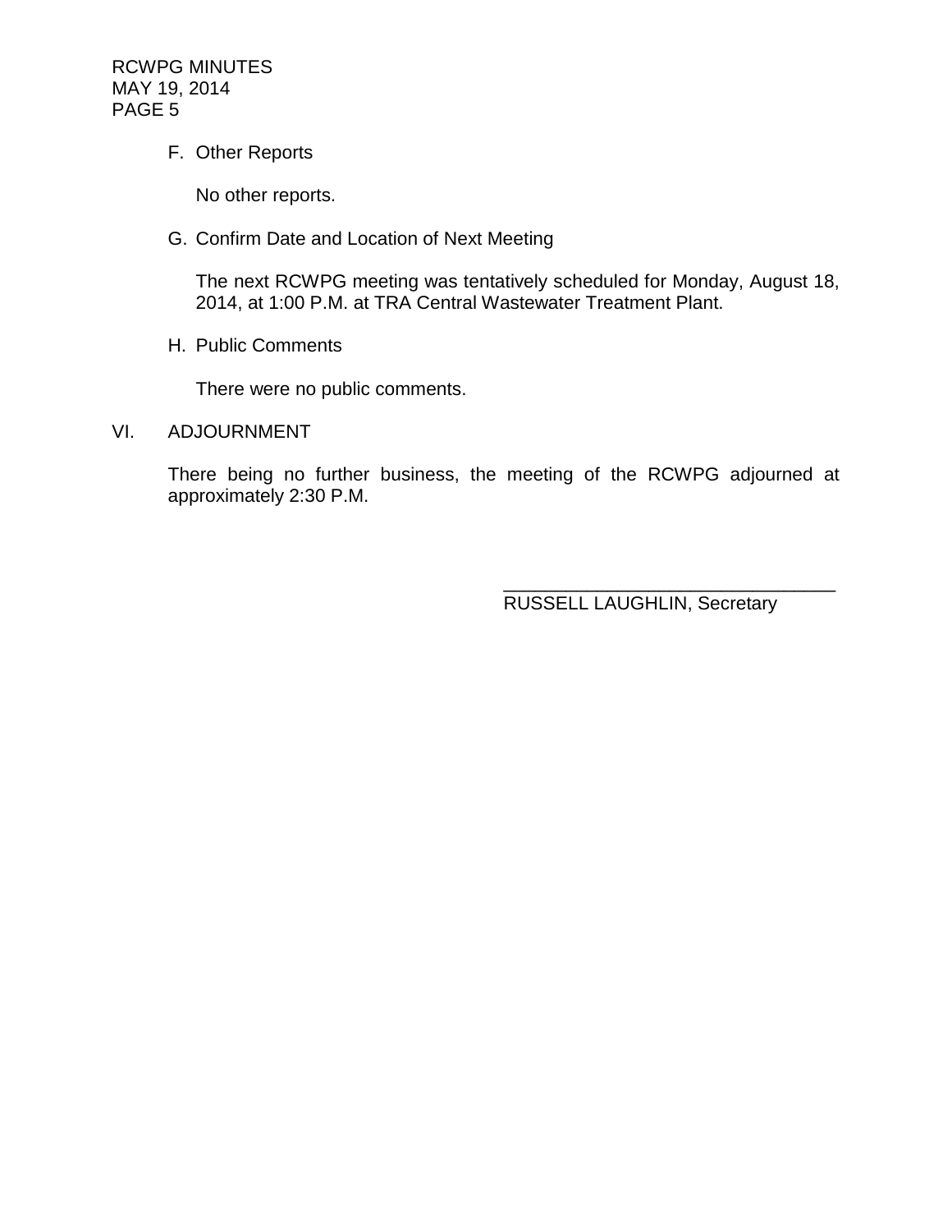F. Other Reports

No other reports.

G. Confirm Date and Location of Next Meeting

The next RCWPG meeting was tentatively scheduled for Monday, August 18, 2014, at 1:00 P.M. at TRA Central Wastewater Treatment Plant.

H. Public Comments

There were no public comments.

## VI. ADJOURNMENT

There being no further business, the meeting of the RCWPG adjourned at approximately 2:30 P.M.

\_\_\_\_\_\_\_\_\_\_\_\_\_\_\_\_\_\_\_\_\_\_\_\_\_\_\_\_\_\_\_\_\_\_

RUSSELL LAUGHLIN, Secretary